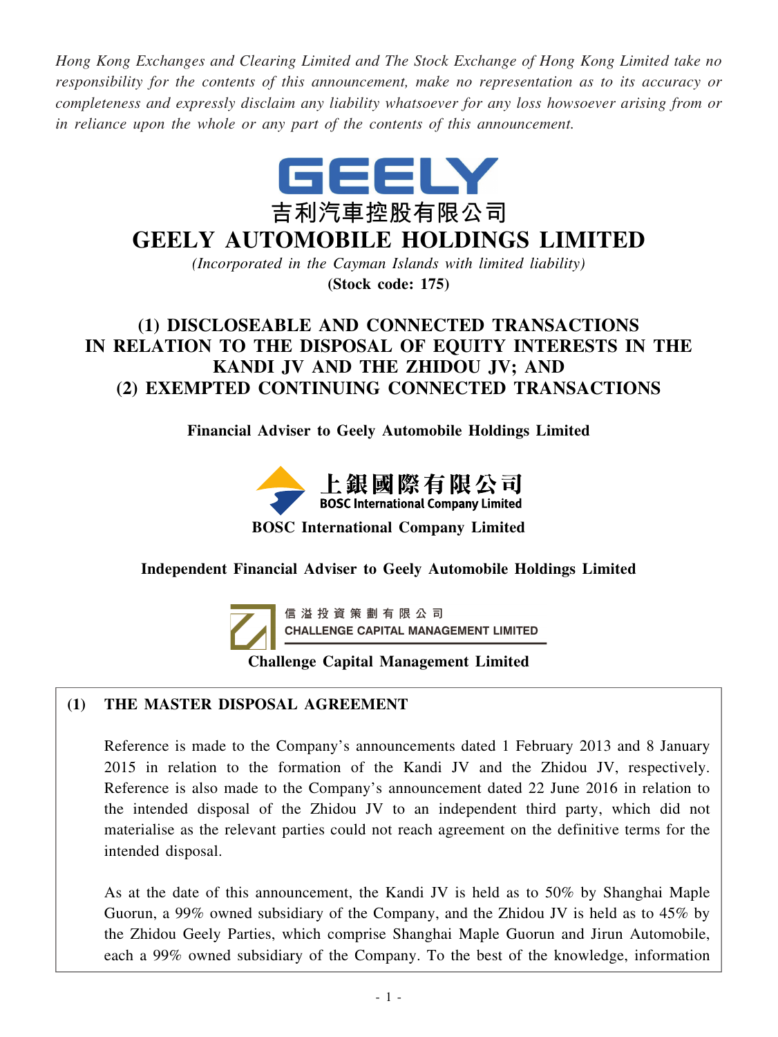*Hong Kong Exchanges and Clearing Limited and The Stock Exchange of Hong Kong Limited take no responsibility for the contents of this announcement, make no representation as to its accuracy or completeness and expressly disclaim any liability whatsoever for any loss howsoever arising from or in reliance upon the whole or any part of the contents of this announcement.*

GEELY

吉利汽車控股有限公司

# GEELY AUTOMOBILE HOLDINGS LIMITED

*(Incorporated in the Cayman Islands with limited liability)*

**(Stock code: 175)**

## (1) DISCLOSEABLE AND CONNECTED TRANSACTIONS IN RELATION TO THE DISPOSAL OF EQUITY INTERESTS IN THE KANDI JV AND THE ZHIDOU JV; AND (2) EXEMPTED CONTINUING CONNECTED TRANSACTIONS

**Financial Adviser to Geely Automobile Holdings Limited**

上銀國際有限公司
BOSC International Company Limited

**BOSC International Company Limited**

**Independent Financial Adviser to Geely Automobile Holdings Limited**

信溢投資策劃有限公司
CHALLENGE CAPITAL MANAGEMENT LIMITED

**Challenge Capital Management Limited**

### (1) THE MASTER DISPOSAL AGREEMENT

Reference is made to the Company's announcements dated 1 February 2013 and 8 January 2015 in relation to the formation of the Kandi JV and the Zhidou JV, respectively. Reference is also made to the Company's announcement dated 22 June 2016 in relation to the intended disposal of the Zhidou JV to an independent third party, which did not materialise as the relevant parties could not reach agreement on the definitive terms for the intended disposal.

As at the date of this announcement, the Kandi JV is held as to 50% by Shanghai Maple Guorun, a 99% owned subsidiary of the Company, and the Zhidou JV is held as to 45% by the Zhidou Geely Parties, which comprise Shanghai Maple Guorun and Jirun Automobile, each a 99% owned subsidiary of the Company. To the best of the knowledge, information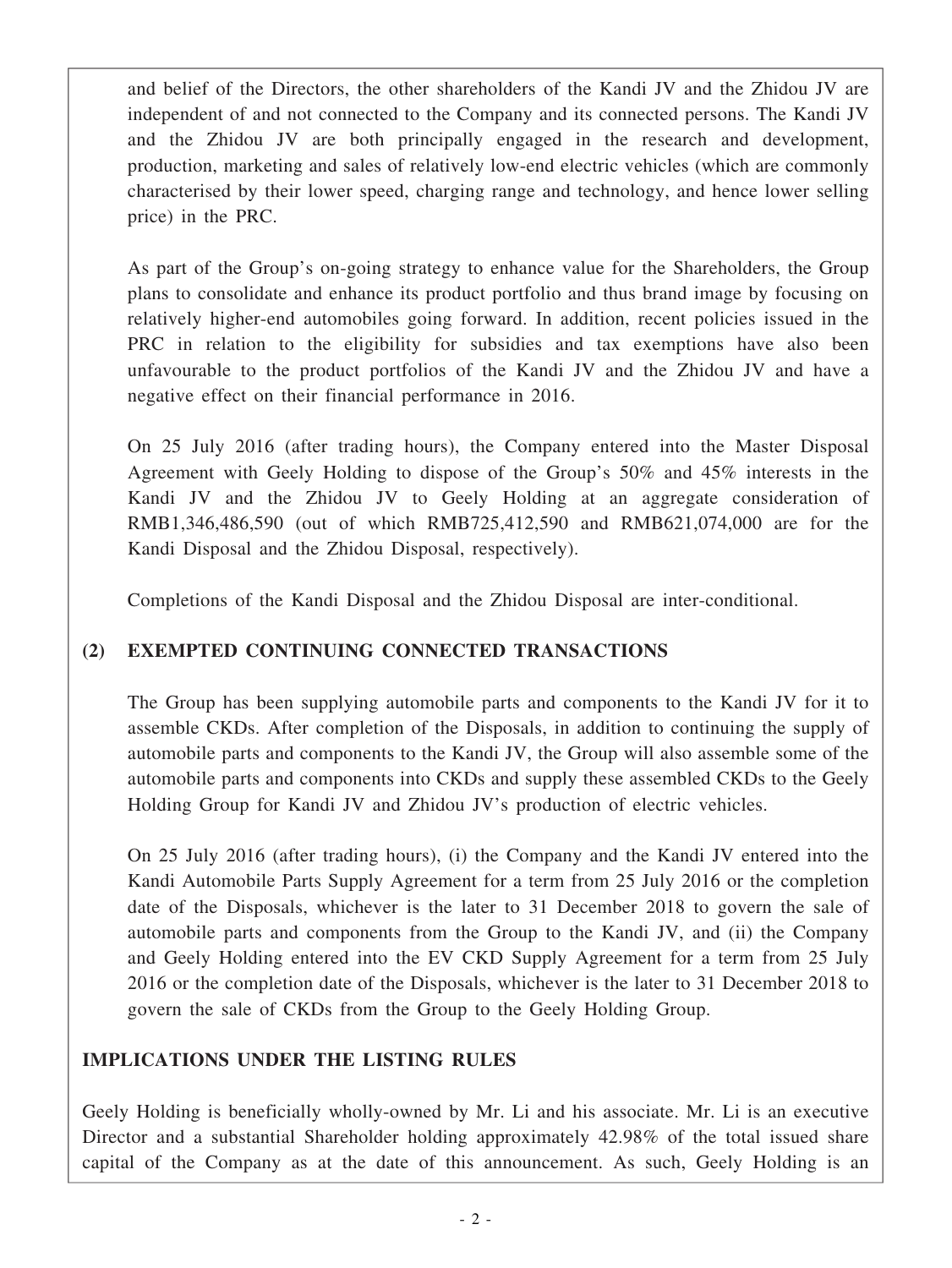and belief of the Directors, the other shareholders of the Kandi JV and the Zhidou JV are independent of and not connected to the Company and its connected persons. The Kandi JV and the Zhidou JV are both principally engaged in the research and development, production, marketing and sales of relatively low-end electric vehicles (which are commonly characterised by their lower speed, charging range and technology, and hence lower selling price) in the PRC.

As part of the Group's on-going strategy to enhance value for the Shareholders, the Group plans to consolidate and enhance its product portfolio and thus brand image by focusing on relatively higher-end automobiles going forward. In addition, recent policies issued in the PRC in relation to the eligibility for subsidies and tax exemptions have also been unfavourable to the product portfolios of the Kandi JV and the Zhidou JV and have a negative effect on their financial performance in 2016.

On 25 July 2016 (after trading hours), the Company entered into the Master Disposal Agreement with Geely Holding to dispose of the Group's 50% and 45% interests in the Kandi JV and the Zhidou JV to Geely Holding at an aggregate consideration of RMB1,346,486,590 (out of which RMB725,412,590 and RMB621,074,000 are for the Kandi Disposal and the Zhidou Disposal, respectively).

Completions of the Kandi Disposal and the Zhidou Disposal are inter-conditional.

## (2) EXEMPTED CONTINUING CONNECTED TRANSACTIONS

The Group has been supplying automobile parts and components to the Kandi JV for it to assemble CKDs. After completion of the Disposals, in addition to continuing the supply of automobile parts and components to the Kandi JV, the Group will also assemble some of the automobile parts and components into CKDs and supply these assembled CKDs to the Geely Holding Group for Kandi JV and Zhidou JV's production of electric vehicles.

On 25 July 2016 (after trading hours), (i) the Company and the Kandi JV entered into the Kandi Automobile Parts Supply Agreement for a term from 25 July 2016 or the completion date of the Disposals, whichever is the later to 31 December 2018 to govern the sale of automobile parts and components from the Group to the Kandi JV, and (ii) the Company and Geely Holding entered into the EV CKD Supply Agreement for a term from 25 July 2016 or the completion date of the Disposals, whichever is the later to 31 December 2018 to govern the sale of CKDs from the Group to the Geely Holding Group.

## IMPLICATIONS UNDER THE LISTING RULES

Geely Holding is beneficially wholly-owned by Mr. Li and his associate. Mr. Li is an executive Director and a substantial Shareholder holding approximately 42.98% of the total issued share capital of the Company as at the date of this announcement. As such, Geely Holding is an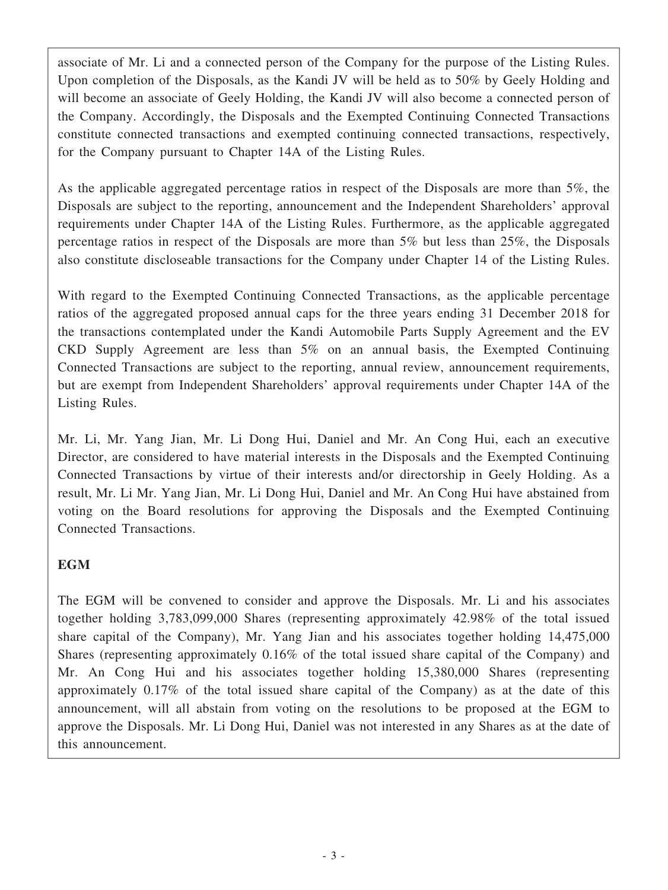associate of Mr. Li and a connected person of the Company for the purpose of the Listing Rules. Upon completion of the Disposals, as the Kandi JV will be held as to 50% by Geely Holding and will become an associate of Geely Holding, the Kandi JV will also become a connected person of the Company. Accordingly, the Disposals and the Exempted Continuing Connected Transactions constitute connected transactions and exempted continuing connected transactions, respectively, for the Company pursuant to Chapter 14A of the Listing Rules.

As the applicable aggregated percentage ratios in respect of the Disposals are more than 5%, the Disposals are subject to the reporting, announcement and the Independent Shareholders' approval requirements under Chapter 14A of the Listing Rules. Furthermore, as the applicable aggregated percentage ratios in respect of the Disposals are more than 5% but less than 25%, the Disposals also constitute discloseable transactions for the Company under Chapter 14 of the Listing Rules.

With regard to the Exempted Continuing Connected Transactions, as the applicable percentage ratios of the aggregated proposed annual caps for the three years ending 31 December 2018 for the transactions contemplated under the Kandi Automobile Parts Supply Agreement and the EV CKD Supply Agreement are less than 5% on an annual basis, the Exempted Continuing Connected Transactions are subject to the reporting, annual review, announcement requirements, but are exempt from Independent Shareholders' approval requirements under Chapter 14A of the Listing Rules.

Mr. Li, Mr. Yang Jian, Mr. Li Dong Hui, Daniel and Mr. An Cong Hui, each an executive Director, are considered to have material interests in the Disposals and the Exempted Continuing Connected Transactions by virtue of their interests and/or directorship in Geely Holding. As a result, Mr. Li Mr. Yang Jian, Mr. Li Dong Hui, Daniel and Mr. An Cong Hui have abstained from voting on the Board resolutions for approving the Disposals and the Exempted Continuing Connected Transactions.

**EGM**

The EGM will be convened to consider and approve the Disposals. Mr. Li and his associates together holding 3,783,099,000 Shares (representing approximately 42.98% of the total issued share capital of the Company), Mr. Yang Jian and his associates together holding 14,475,000 Shares (representing approximately 0.16% of the total issued share capital of the Company) and Mr. An Cong Hui and his associates together holding 15,380,000 Shares (representing approximately 0.17% of the total issued share capital of the Company) as at the date of this announcement, will all abstain from voting on the resolutions to be proposed at the EGM to approve the Disposals. Mr. Li Dong Hui, Daniel was not interested in any Shares as at the date of this announcement.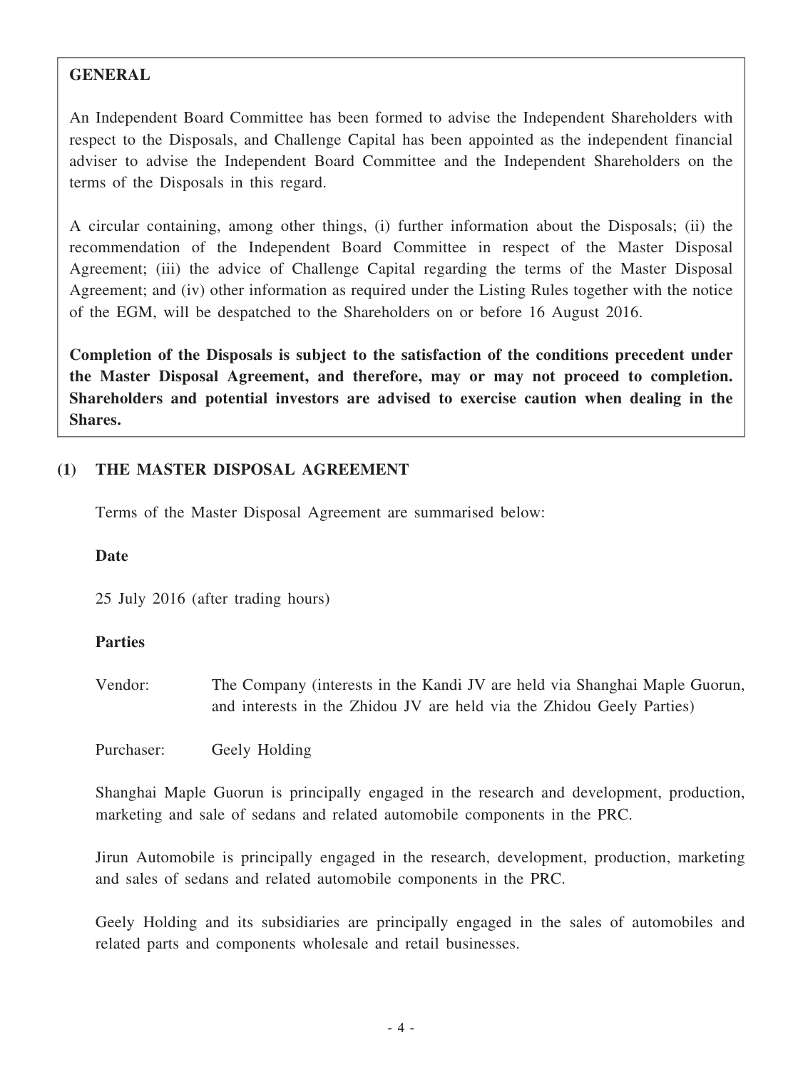## GENERAL

An Independent Board Committee has been formed to advise the Independent Shareholders with respect to the Disposals, and Challenge Capital has been appointed as the independent financial adviser to advise the Independent Board Committee and the Independent Shareholders on the terms of the Disposals in this regard.

A circular containing, among other things, (i) further information about the Disposals; (ii) the recommendation of the Independent Board Committee in respect of the Master Disposal Agreement; (iii) the advice of Challenge Capital regarding the terms of the Master Disposal Agreement; and (iv) other information as required under the Listing Rules together with the notice of the EGM, will be despatched to the Shareholders on or before 16 August 2016.

**Completion of the Disposals is subject to the satisfaction of the conditions precedent under the Master Disposal Agreement, and therefore, may or may not proceed to completion. Shareholders and potential investors are advised to exercise caution when dealing in the Shares.**

## (1) THE MASTER DISPOSAL AGREEMENT

Terms of the Master Disposal Agreement are summarised below:

**Date**

25 July 2016 (after trading hours)

**Parties**

Vendor: The Company (interests in the Kandi JV are held via Shanghai Maple Guorun, and interests in the Zhidou JV are held via the Zhidou Geely Parties)

Purchaser: Geely Holding

Shanghai Maple Guorun is principally engaged in the research and development, production, marketing and sale of sedans and related automobile components in the PRC.

Jirun Automobile is principally engaged in the research, development, production, marketing and sales of sedans and related automobile components in the PRC.

Geely Holding and its subsidiaries are principally engaged in the sales of automobiles and related parts and components wholesale and retail businesses.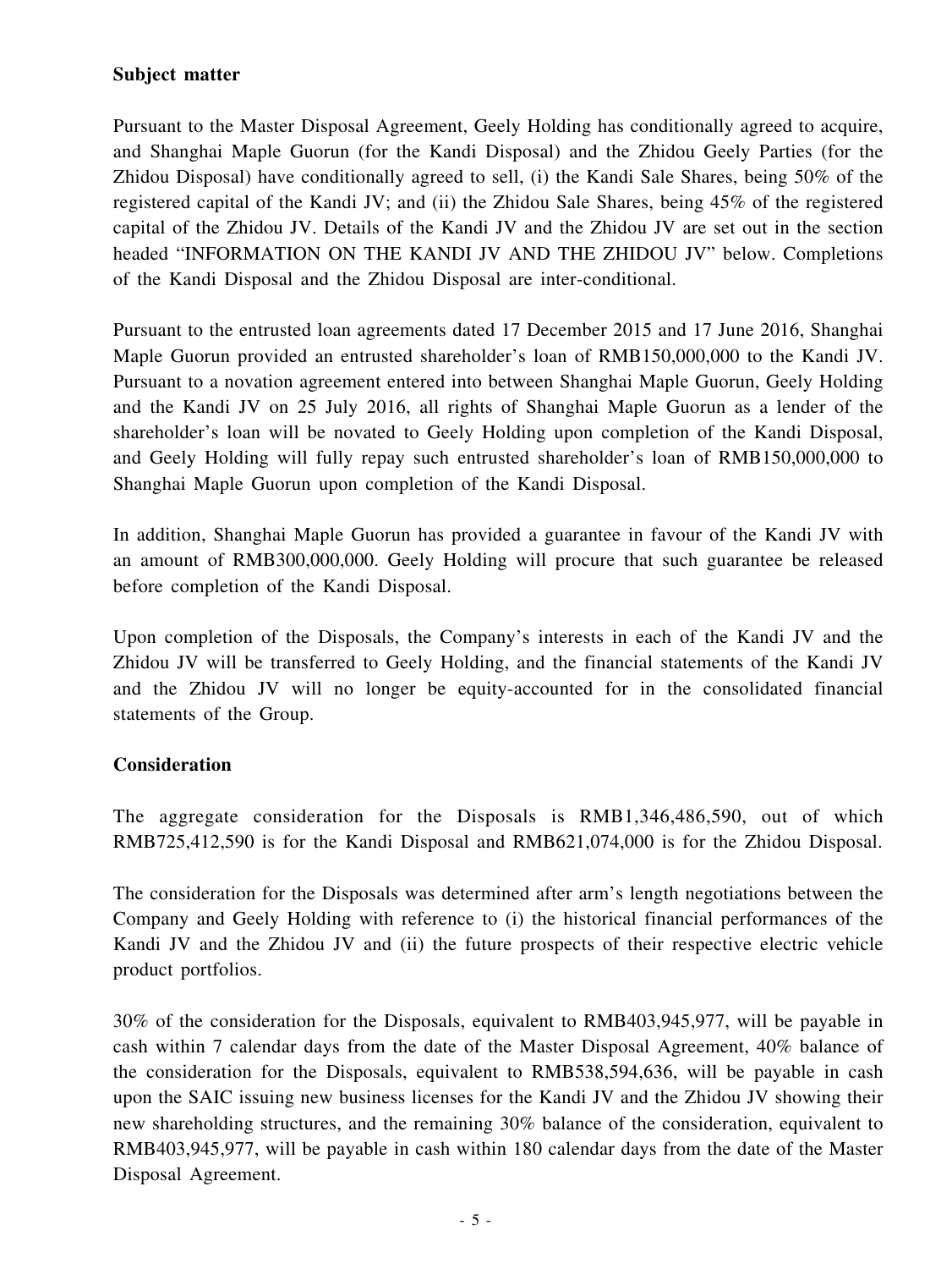**Subject matter**

Pursuant to the Master Disposal Agreement, Geely Holding has conditionally agreed to acquire, and Shanghai Maple Guorun (for the Kandi Disposal) and the Zhidou Geely Parties (for the Zhidou Disposal) have conditionally agreed to sell, (i) the Kandi Sale Shares, being 50% of the registered capital of the Kandi JV; and (ii) the Zhidou Sale Shares, being 45% of the registered capital of the Zhidou JV. Details of the Kandi JV and the Zhidou JV are set out in the section headed "INFORMATION ON THE KANDI JV AND THE ZHIDOU JV" below. Completions of the Kandi Disposal and the Zhidou Disposal are inter-conditional.

Pursuant to the entrusted loan agreements dated 17 December 2015 and 17 June 2016, Shanghai Maple Guorun provided an entrusted shareholder's loan of RMB150,000,000 to the Kandi JV. Pursuant to a novation agreement entered into between Shanghai Maple Guorun, Geely Holding and the Kandi JV on 25 July 2016, all rights of Shanghai Maple Guorun as a lender of the shareholder's loan will be novated to Geely Holding upon completion of the Kandi Disposal, and Geely Holding will fully repay such entrusted shareholder's loan of RMB150,000,000 to Shanghai Maple Guorun upon completion of the Kandi Disposal.

In addition, Shanghai Maple Guorun has provided a guarantee in favour of the Kandi JV with an amount of RMB300,000,000. Geely Holding will procure that such guarantee be released before completion of the Kandi Disposal.

Upon completion of the Disposals, the Company's interests in each of the Kandi JV and the Zhidou JV will be transferred to Geely Holding, and the financial statements of the Kandi JV and the Zhidou JV will no longer be equity-accounted for in the consolidated financial statements of the Group.

**Consideration**

The aggregate consideration for the Disposals is RMB1,346,486,590, out of which RMB725,412,590 is for the Kandi Disposal and RMB621,074,000 is for the Zhidou Disposal.

The consideration for the Disposals was determined after arm's length negotiations between the Company and Geely Holding with reference to (i) the historical financial performances of the Kandi JV and the Zhidou JV and (ii) the future prospects of their respective electric vehicle product portfolios.

30% of the consideration for the Disposals, equivalent to RMB403,945,977, will be payable in cash within 7 calendar days from the date of the Master Disposal Agreement, 40% balance of the consideration for the Disposals, equivalent to RMB538,594,636, will be payable in cash upon the SAIC issuing new business licenses for the Kandi JV and the Zhidou JV showing their new shareholding structures, and the remaining 30% balance of the consideration, equivalent to RMB403,945,977, will be payable in cash within 180 calendar days from the date of the Master Disposal Agreement.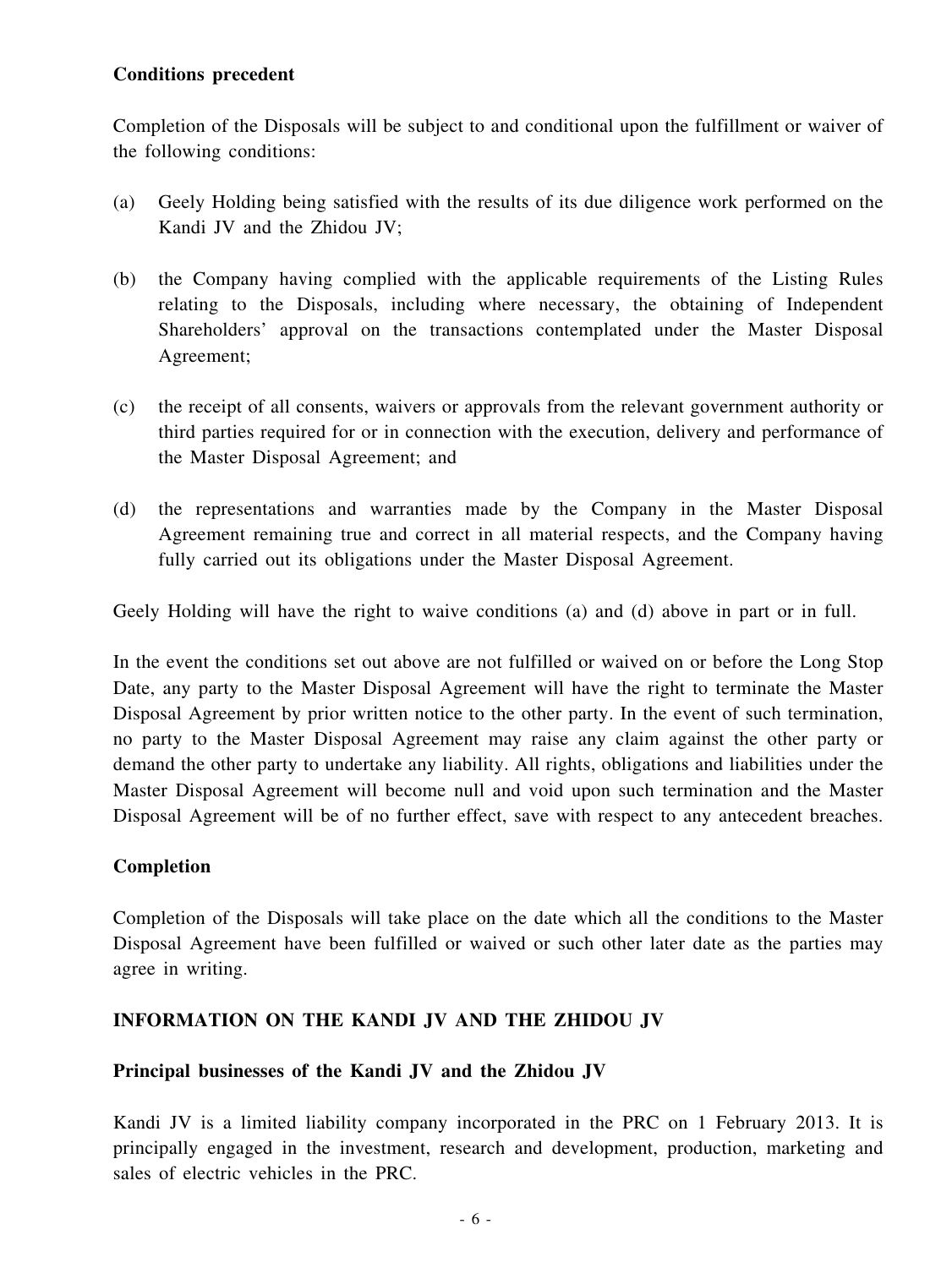**Conditions precedent**

Completion of the Disposals will be subject to and conditional upon the fulfillment or waiver of the following conditions:

(a) Geely Holding being satisfied with the results of its due diligence work performed on the Kandi JV and the Zhidou JV;

(b) the Company having complied with the applicable requirements of the Listing Rules relating to the Disposals, including where necessary, the obtaining of Independent Shareholders' approval on the transactions contemplated under the Master Disposal Agreement;

(c) the receipt of all consents, waivers or approvals from the relevant government authority or third parties required for or in connection with the execution, delivery and performance of the Master Disposal Agreement; and

(d) the representations and warranties made by the Company in the Master Disposal Agreement remaining true and correct in all material respects, and the Company having fully carried out its obligations under the Master Disposal Agreement.

Geely Holding will have the right to waive conditions (a) and (d) above in part or in full.

In the event the conditions set out above are not fulfilled or waived on or before the Long Stop Date, any party to the Master Disposal Agreement will have the right to terminate the Master Disposal Agreement by prior written notice to the other party. In the event of such termination, no party to the Master Disposal Agreement may raise any claim against the other party or demand the other party to undertake any liability. All rights, obligations and liabilities under the Master Disposal Agreement will become null and void upon such termination and the Master Disposal Agreement will be of no further effect, save with respect to any antecedent breaches.

**Completion**

Completion of the Disposals will take place on the date which all the conditions to the Master Disposal Agreement have been fulfilled or waived or such other later date as the parties may agree in writing.

## INFORMATION ON THE KANDI JV AND THE ZHIDOU JV

**Principal businesses of the Kandi JV and the Zhidou JV**

Kandi JV is a limited liability company incorporated in the PRC on 1 February 2013. It is principally engaged in the investment, research and development, production, marketing and sales of electric vehicles in the PRC.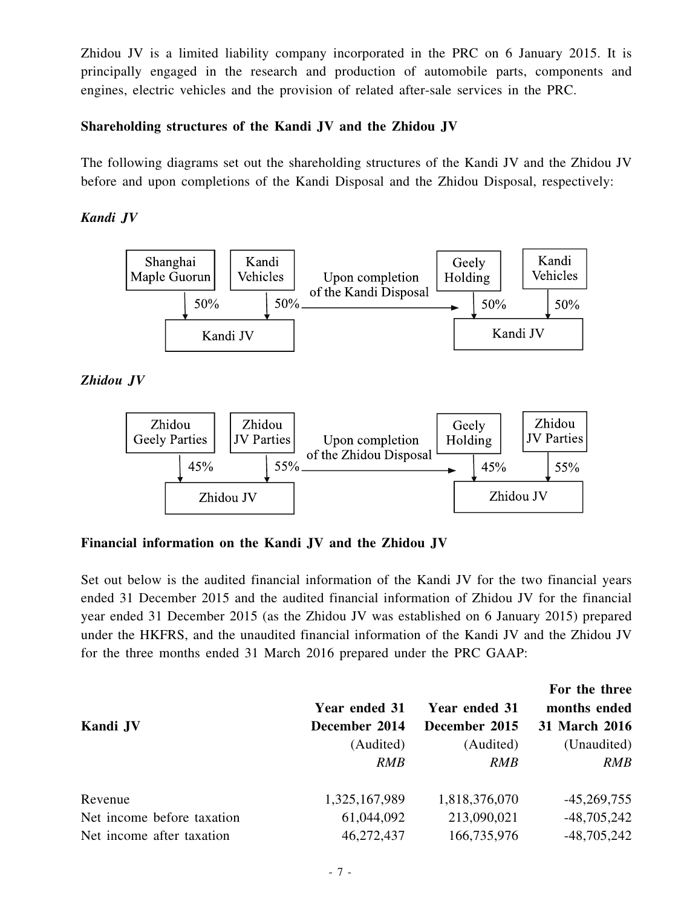Zhidou JV is a limited liability company incorporated in the PRC on 6 January 2015. It is principally engaged in the research and production of automobile parts, components and engines, electric vehicles and the provision of related after-sale services in the PRC.

**Shareholding structures of the Kandi JV and the Zhidou JV**

The following diagrams set out the shareholding structures of the Kandi JV and the Zhidou JV before and upon completions of the Kandi Disposal and the Zhidou Disposal, respectively:

***Kandi JV***

Before: Shanghai Maple Guorun (50%) and Kandi Vehicles (50%) → Kandi JV

Upon completion of the Kandi Disposal: Geely Holding (50%) and Kandi Vehicles (50%) → Kandi JV

***Zhidou JV***

Before: Zhidou Geely Parties (45%) and Zhidou JV Parties (55%) → Zhidou JV

Upon completion of the Zhidou Disposal: Geely Holding (45%) and Zhidou JV Parties (55%) → Zhidou JV

**Financial information on the Kandi JV and the Zhidou JV**

Set out below is the audited financial information of the Kandi JV for the two financial years ended 31 December 2015 and the audited financial information of Zhidou JV for the financial year ended 31 December 2015 (as the Zhidou JV was established on 6 January 2015) prepared under the HKFRS, and the unaudited financial information of the Kandi JV and the Zhidou JV for the three months ended 31 March 2016 prepared under the PRC GAAP:

| Kandi JV | Year ended 31 December 2014 | Year ended 31 December 2015 | For the three months ended 31 March 2016 |
|---|---|---|---|
| | (Audited) | (Audited) | (Unaudited) |
| | *RMB* | *RMB* | *RMB* |
| Revenue | 1,325,167,989 | 1,818,376,070 | -45,269,755 |
| Net income before taxation | 61,044,092 | 213,090,021 | -48,705,242 |
| Net income after taxation | 46,272,437 | 166,735,976 | -48,705,242 |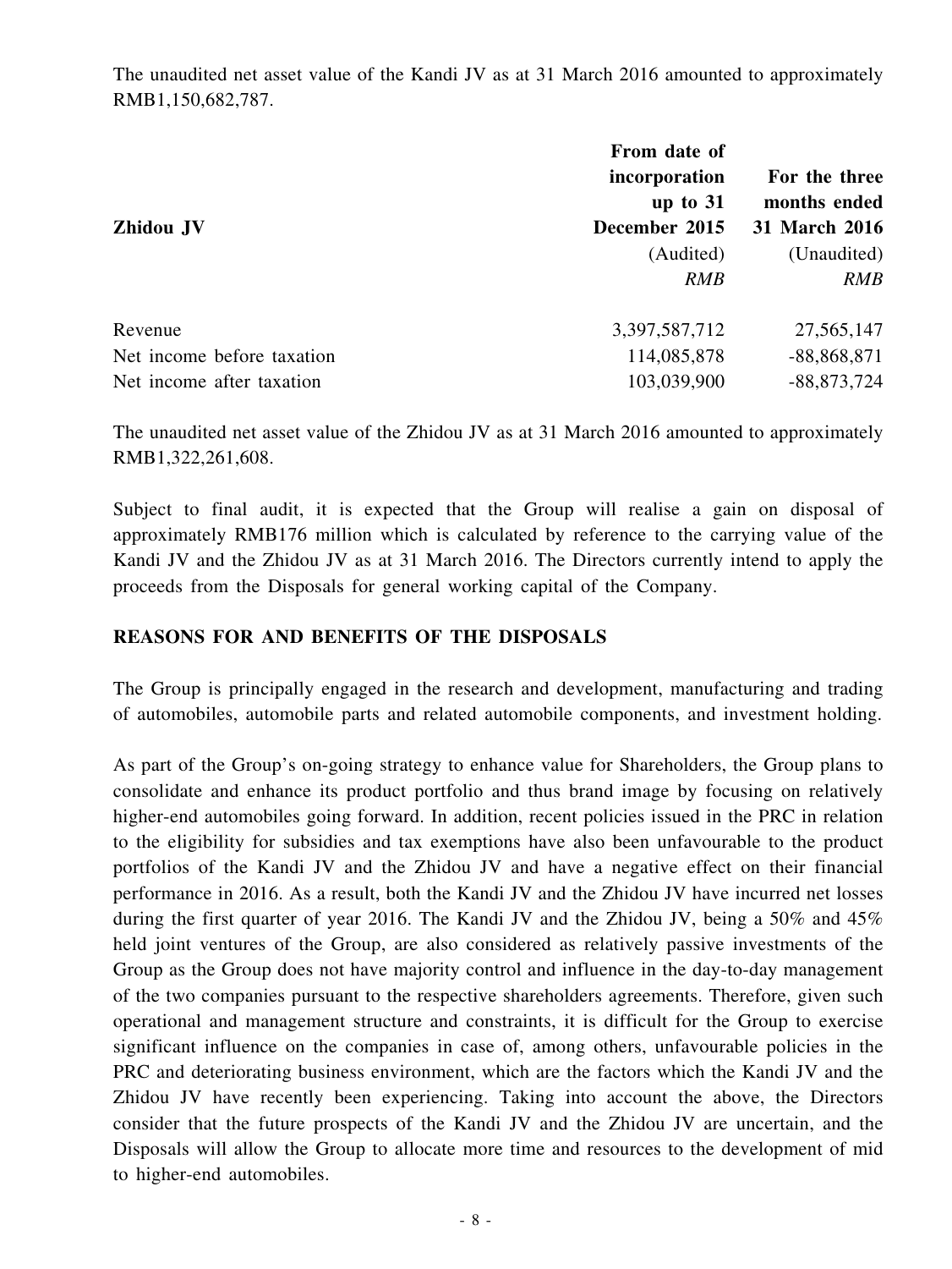The unaudited net asset value of the Kandi JV as at 31 March 2016 amounted to approximately RMB1,150,682,787.

| **Zhidou JV** | **From date of incorporation up to 31 December 2015** | **For the three months ended 31 March 2016** |
|---|---|---|
| | (Audited) | (Unaudited) |
| | *RMB* | *RMB* |
| Revenue | 3,397,587,712 | 27,565,147 |
| Net income before taxation | 114,085,878 | -88,868,871 |
| Net income after taxation | 103,039,900 | -88,873,724 |

The unaudited net asset value of the Zhidou JV as at 31 March 2016 amounted to approximately RMB1,322,261,608.

Subject to final audit, it is expected that the Group will realise a gain on disposal of approximately RMB176 million which is calculated by reference to the carrying value of the Kandi JV and the Zhidou JV as at 31 March 2016. The Directors currently intend to apply the proceeds from the Disposals for general working capital of the Company.

## REASONS FOR AND BENEFITS OF THE DISPOSALS

The Group is principally engaged in the research and development, manufacturing and trading of automobiles, automobile parts and related automobile components, and investment holding.

As part of the Group's on-going strategy to enhance value for Shareholders, the Group plans to consolidate and enhance its product portfolio and thus brand image by focusing on relatively higher-end automobiles going forward. In addition, recent policies issued in the PRC in relation to the eligibility for subsidies and tax exemptions have also been unfavourable to the product portfolios of the Kandi JV and the Zhidou JV and have a negative effect on their financial performance in 2016. As a result, both the Kandi JV and the Zhidou JV have incurred net losses during the first quarter of year 2016. The Kandi JV and the Zhidou JV, being a 50% and 45% held joint ventures of the Group, are also considered as relatively passive investments of the Group as the Group does not have majority control and influence in the day-to-day management of the two companies pursuant to the respective shareholders agreements. Therefore, given such operational and management structure and constraints, it is difficult for the Group to exercise significant influence on the companies in case of, among others, unfavourable policies in the PRC and deteriorating business environment, which are the factors which the Kandi JV and the Zhidou JV have recently been experiencing. Taking into account the above, the Directors consider that the future prospects of the Kandi JV and the Zhidou JV are uncertain, and the Disposals will allow the Group to allocate more time and resources to the development of mid to higher-end automobiles.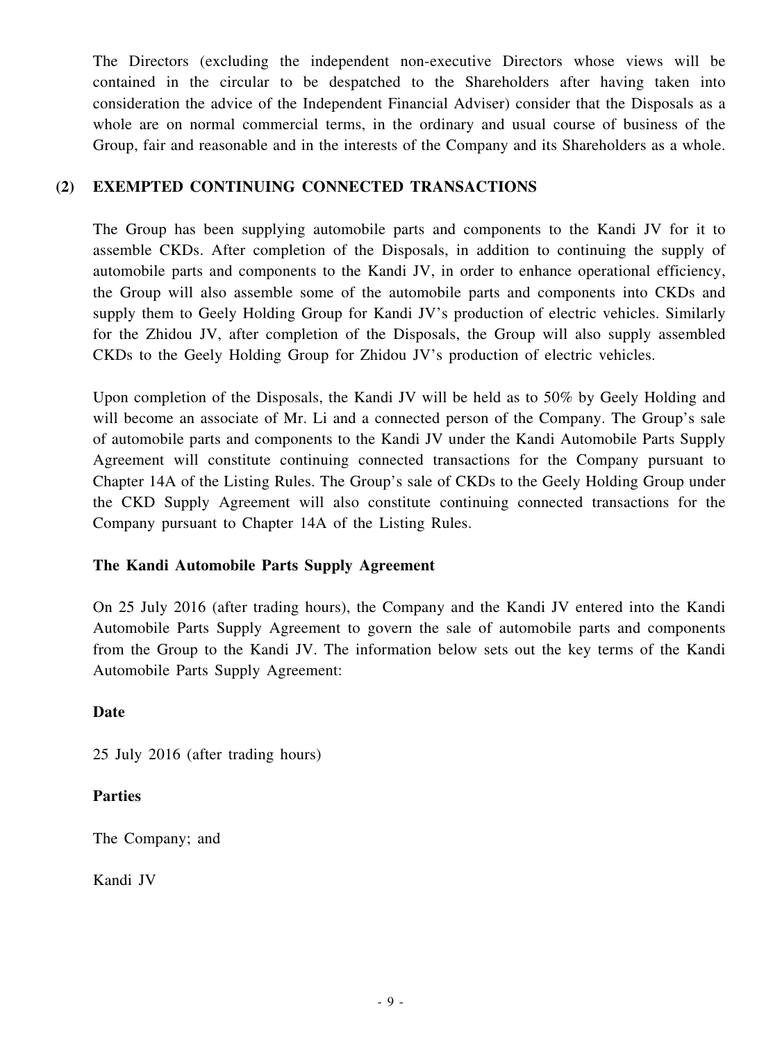The Directors (excluding the independent non-executive Directors whose views will be contained in the circular to be despatched to the Shareholders after having taken into consideration the advice of the Independent Financial Adviser) consider that the Disposals as a whole are on normal commercial terms, in the ordinary and usual course of business of the Group, fair and reasonable and in the interests of the Company and its Shareholders as a whole.

## (2) EXEMPTED CONTINUING CONNECTED TRANSACTIONS

The Group has been supplying automobile parts and components to the Kandi JV for it to assemble CKDs. After completion of the Disposals, in addition to continuing the supply of automobile parts and components to the Kandi JV, in order to enhance operational efficiency, the Group will also assemble some of the automobile parts and components into CKDs and supply them to Geely Holding Group for Kandi JV's production of electric vehicles. Similarly for the Zhidou JV, after completion of the Disposals, the Group will also supply assembled CKDs to the Geely Holding Group for Zhidou JV's production of electric vehicles.

Upon completion of the Disposals, the Kandi JV will be held as to 50% by Geely Holding and will become an associate of Mr. Li and a connected person of the Company. The Group's sale of automobile parts and components to the Kandi JV under the Kandi Automobile Parts Supply Agreement will constitute continuing connected transactions for the Company pursuant to Chapter 14A of the Listing Rules. The Group's sale of CKDs to the Geely Holding Group under the CKD Supply Agreement will also constitute continuing connected transactions for the Company pursuant to Chapter 14A of the Listing Rules.

### The Kandi Automobile Parts Supply Agreement

On 25 July 2016 (after trading hours), the Company and the Kandi JV entered into the Kandi Automobile Parts Supply Agreement to govern the sale of automobile parts and components from the Group to the Kandi JV. The information below sets out the key terms of the Kandi Automobile Parts Supply Agreement:

**Date**

25 July 2016 (after trading hours)

**Parties**

The Company; and

Kandi JV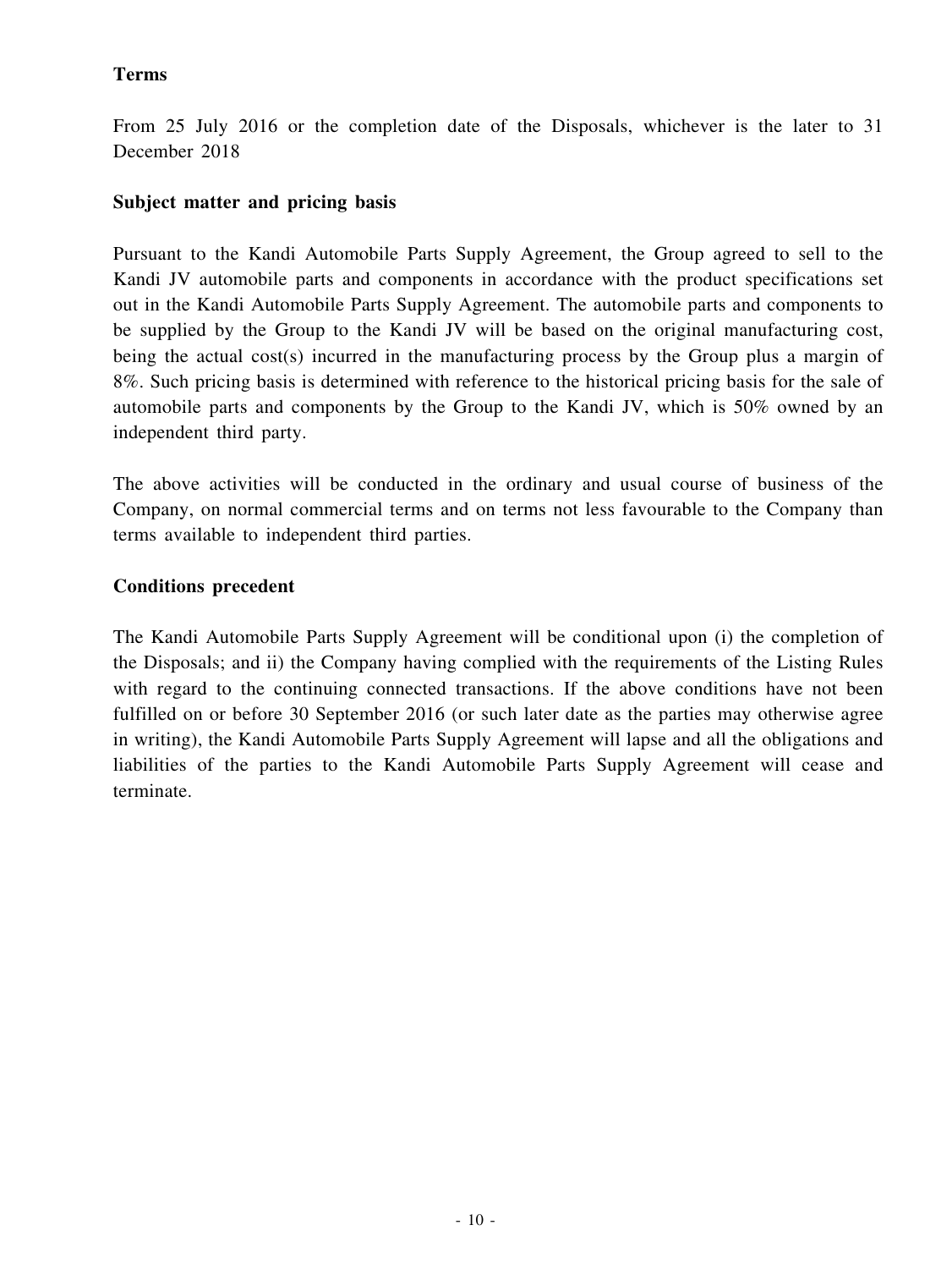**Terms**

From 25 July 2016 or the completion date of the Disposals, whichever is the later to 31 December 2018

**Subject matter and pricing basis**

Pursuant to the Kandi Automobile Parts Supply Agreement, the Group agreed to sell to the Kandi JV automobile parts and components in accordance with the product specifications set out in the Kandi Automobile Parts Supply Agreement. The automobile parts and components to be supplied by the Group to the Kandi JV will be based on the original manufacturing cost, being the actual cost(s) incurred in the manufacturing process by the Group plus a margin of 8%. Such pricing basis is determined with reference to the historical pricing basis for the sale of automobile parts and components by the Group to the Kandi JV, which is 50% owned by an independent third party.

The above activities will be conducted in the ordinary and usual course of business of the Company, on normal commercial terms and on terms not less favourable to the Company than terms available to independent third parties.

**Conditions precedent**

The Kandi Automobile Parts Supply Agreement will be conditional upon (i) the completion of the Disposals; and ii) the Company having complied with the requirements of the Listing Rules with regard to the continuing connected transactions. If the above conditions have not been fulfilled on or before 30 September 2016 (or such later date as the parties may otherwise agree in writing), the Kandi Automobile Parts Supply Agreement will lapse and all the obligations and liabilities of the parties to the Kandi Automobile Parts Supply Agreement will cease and terminate.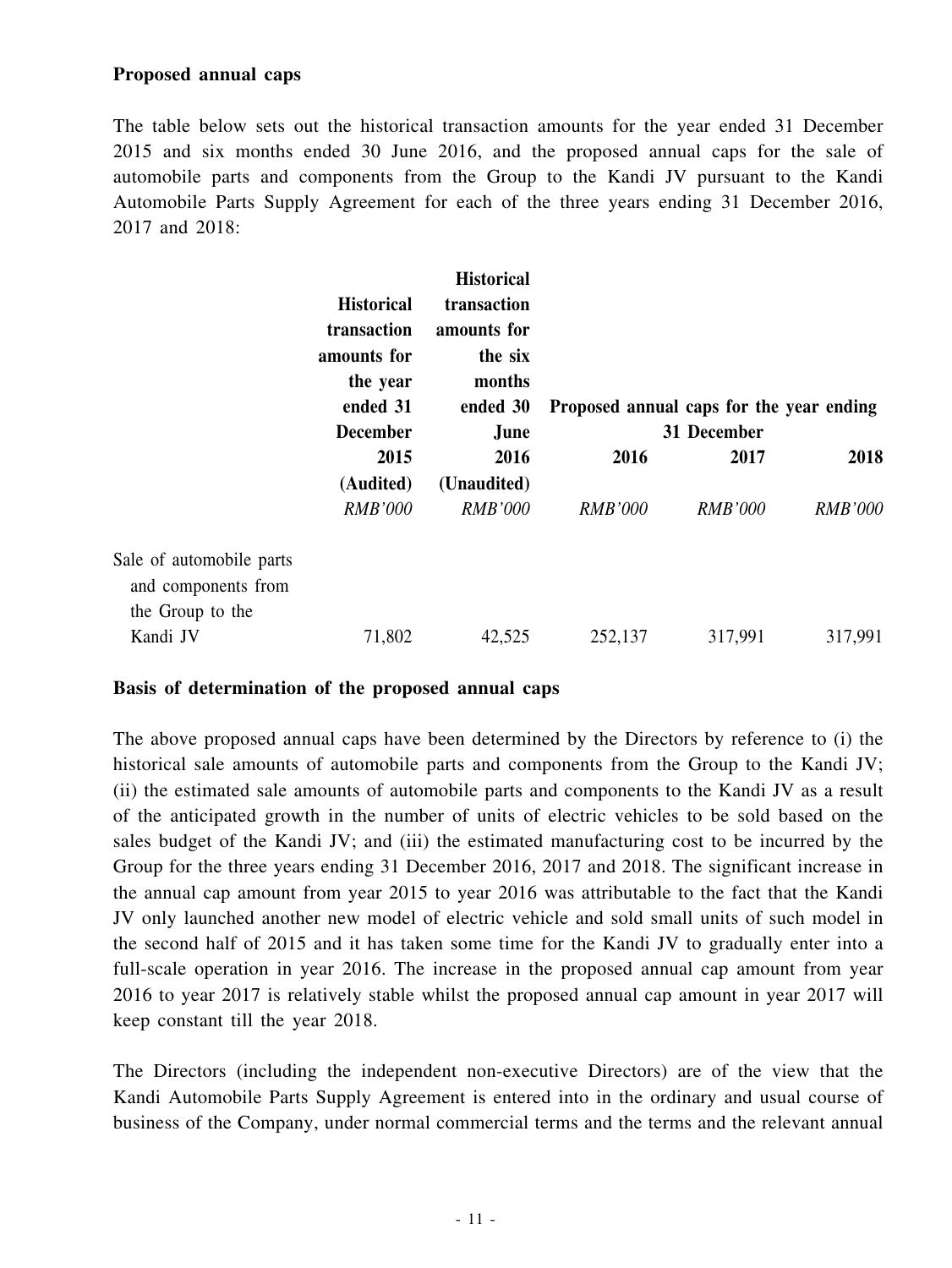**Proposed annual caps**

The table below sets out the historical transaction amounts for the year ended 31 December 2015 and six months ended 30 June 2016, and the proposed annual caps for the sale of automobile parts and components from the Group to the Kandi JV pursuant to the Kandi Automobile Parts Supply Agreement for each of the three years ending 31 December 2016, 2017 and 2018:

| | Historical transaction amounts for the year ended 31 December 2015 (Audited) | Historical transaction amounts for the six months ended 30 June 2016 (Unaudited) | Proposed annual caps for the year ending 31 December | | |
|---|---|---|---|---|---|
| | | | 2016 | 2017 | 2018 |
| | *RMB'000* | *RMB'000* | *RMB'000* | *RMB'000* | *RMB'000* |
| Sale of automobile parts and components from the Group to the Kandi JV | 71,802 | 42,525 | 252,137 | 317,991 | 317,991 |

**Basis of determination of the proposed annual caps**

The above proposed annual caps have been determined by the Directors by reference to (i) the historical sale amounts of automobile parts and components from the Group to the Kandi JV; (ii) the estimated sale amounts of automobile parts and components to the Kandi JV as a result of the anticipated growth in the number of units of electric vehicles to be sold based on the sales budget of the Kandi JV; and (iii) the estimated manufacturing cost to be incurred by the Group for the three years ending 31 December 2016, 2017 and 2018. The significant increase in the annual cap amount from year 2015 to year 2016 was attributable to the fact that the Kandi JV only launched another new model of electric vehicle and sold small units of such model in the second half of 2015 and it has taken some time for the Kandi JV to gradually enter into a full-scale operation in year 2016. The increase in the proposed annual cap amount from year 2016 to year 2017 is relatively stable whilst the proposed annual cap amount in year 2017 will keep constant till the year 2018.

The Directors (including the independent non-executive Directors) are of the view that the Kandi Automobile Parts Supply Agreement is entered into in the ordinary and usual course of business of the Company, under normal commercial terms and the terms and the relevant annual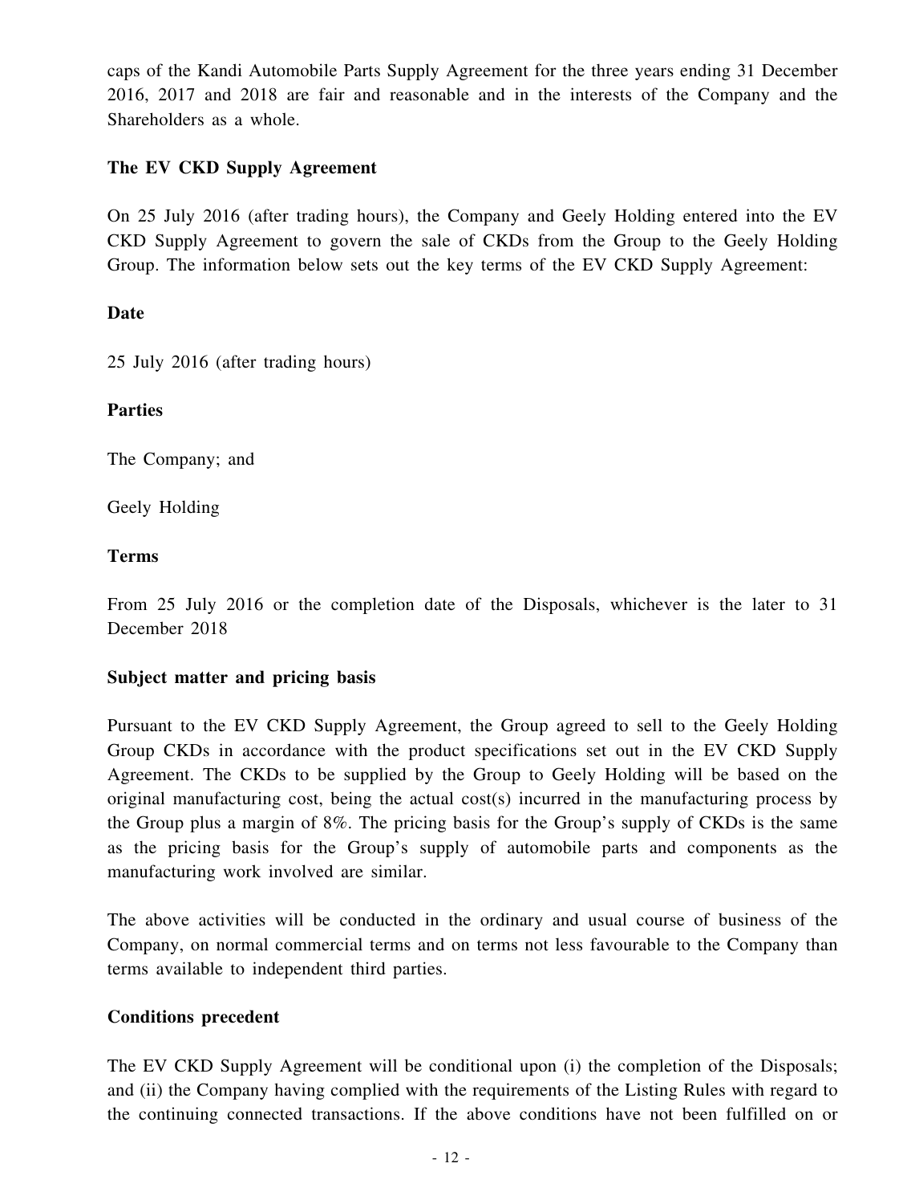caps of the Kandi Automobile Parts Supply Agreement for the three years ending 31 December 2016, 2017 and 2018 are fair and reasonable and in the interests of the Company and the Shareholders as a whole.

**The EV CKD Supply Agreement**

On 25 July 2016 (after trading hours), the Company and Geely Holding entered into the EV CKD Supply Agreement to govern the sale of CKDs from the Group to the Geely Holding Group. The information below sets out the key terms of the EV CKD Supply Agreement:

**Date**

25 July 2016 (after trading hours)

**Parties**

The Company; and

Geely Holding

**Terms**

From 25 July 2016 or the completion date of the Disposals, whichever is the later to 31 December 2018

**Subject matter and pricing basis**

Pursuant to the EV CKD Supply Agreement, the Group agreed to sell to the Geely Holding Group CKDs in accordance with the product specifications set out in the EV CKD Supply Agreement. The CKDs to be supplied by the Group to Geely Holding will be based on the original manufacturing cost, being the actual cost(s) incurred in the manufacturing process by the Group plus a margin of 8%. The pricing basis for the Group's supply of CKDs is the same as the pricing basis for the Group's supply of automobile parts and components as the manufacturing work involved are similar.

The above activities will be conducted in the ordinary and usual course of business of the Company, on normal commercial terms and on terms not less favourable to the Company than terms available to independent third parties.

**Conditions precedent**

The EV CKD Supply Agreement will be conditional upon (i) the completion of the Disposals; and (ii) the Company having complied with the requirements of the Listing Rules with regard to the continuing connected transactions. If the above conditions have not been fulfilled on or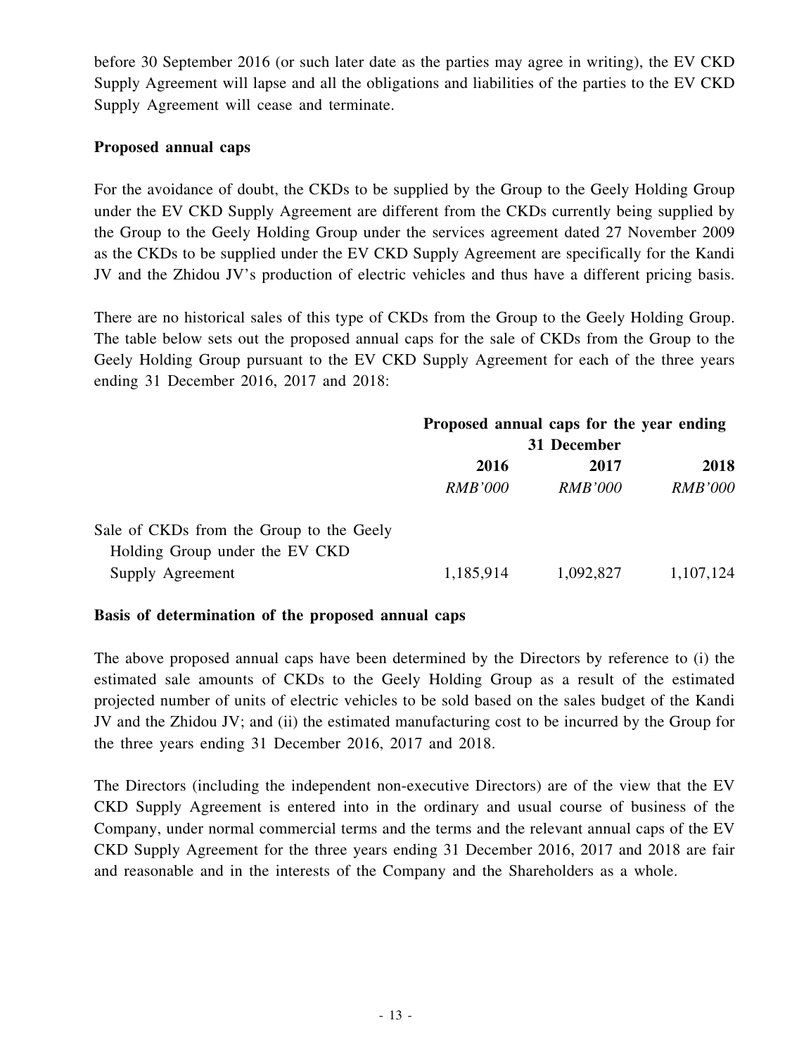before 30 September 2016 (or such later date as the parties may agree in writing), the EV CKD Supply Agreement will lapse and all the obligations and liabilities of the parties to the EV CKD Supply Agreement will cease and terminate.

**Proposed annual caps**

For the avoidance of doubt, the CKDs to be supplied by the Group to the Geely Holding Group under the EV CKD Supply Agreement are different from the CKDs currently being supplied by the Group to the Geely Holding Group under the services agreement dated 27 November 2009 as the CKDs to be supplied under the EV CKD Supply Agreement are specifically for the Kandi JV and the Zhidou JV's production of electric vehicles and thus have a different pricing basis.

There are no historical sales of this type of CKDs from the Group to the Geely Holding Group. The table below sets out the proposed annual caps for the sale of CKDs from the Group to the Geely Holding Group pursuant to the EV CKD Supply Agreement for each of the three years ending 31 December 2016, 2017 and 2018:

| | Proposed annual caps for the year ending 31 December | | |
|---|---|---|---|
| | **2016** | **2017** | **2018** |
| | *RMB'000* | *RMB'000* | *RMB'000* |
| Sale of CKDs from the Group to the Geely Holding Group under the EV CKD Supply Agreement | 1,185,914 | 1,092,827 | 1,107,124 |

**Basis of determination of the proposed annual caps**

The above proposed annual caps have been determined by the Directors by reference to (i) the estimated sale amounts of CKDs to the Geely Holding Group as a result of the estimated projected number of units of electric vehicles to be sold based on the sales budget of the Kandi JV and the Zhidou JV; and (ii) the estimated manufacturing cost to be incurred by the Group for the three years ending 31 December 2016, 2017 and 2018.

The Directors (including the independent non-executive Directors) are of the view that the EV CKD Supply Agreement is entered into in the ordinary and usual course of business of the Company, under normal commercial terms and the terms and the relevant annual caps of the EV CKD Supply Agreement for the three years ending 31 December 2016, 2017 and 2018 are fair and reasonable and in the interests of the Company and the Shareholders as a whole.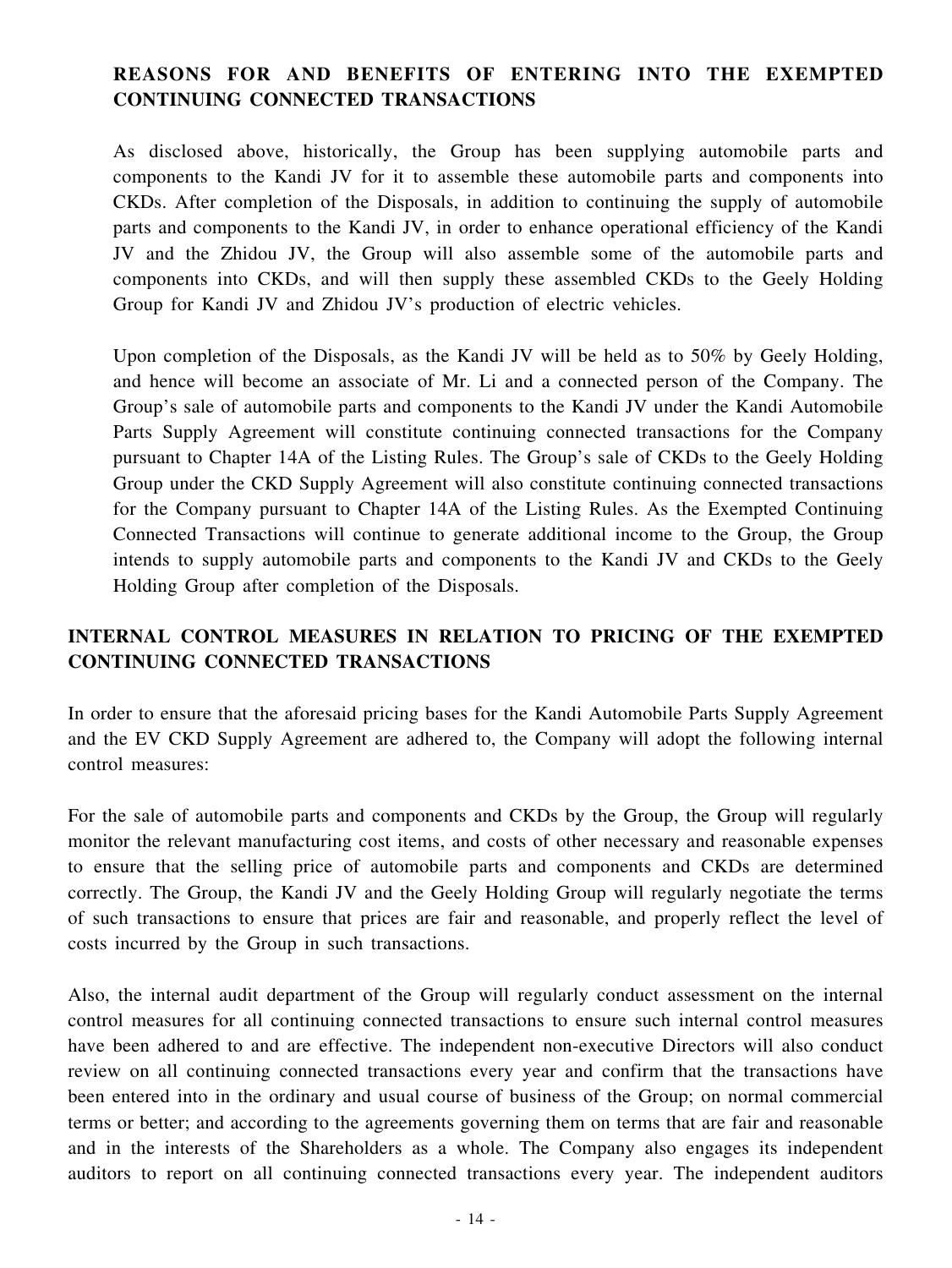## REASONS FOR AND BENEFITS OF ENTERING INTO THE EXEMPTED CONTINUING CONNECTED TRANSACTIONS

As disclosed above, historically, the Group has been supplying automobile parts and components to the Kandi JV for it to assemble these automobile parts and components into CKDs. After completion of the Disposals, in addition to continuing the supply of automobile parts and components to the Kandi JV, in order to enhance operational efficiency of the Kandi JV and the Zhidou JV, the Group will also assemble some of the automobile parts and components into CKDs, and will then supply these assembled CKDs to the Geely Holding Group for Kandi JV and Zhidou JV's production of electric vehicles.

Upon completion of the Disposals, as the Kandi JV will be held as to 50% by Geely Holding, and hence will become an associate of Mr. Li and a connected person of the Company. The Group's sale of automobile parts and components to the Kandi JV under the Kandi Automobile Parts Supply Agreement will constitute continuing connected transactions for the Company pursuant to Chapter 14A of the Listing Rules. The Group's sale of CKDs to the Geely Holding Group under the CKD Supply Agreement will also constitute continuing connected transactions for the Company pursuant to Chapter 14A of the Listing Rules. As the Exempted Continuing Connected Transactions will continue to generate additional income to the Group, the Group intends to supply automobile parts and components to the Kandi JV and CKDs to the Geely Holding Group after completion of the Disposals.

## INTERNAL CONTROL MEASURES IN RELATION TO PRICING OF THE EXEMPTED CONTINUING CONNECTED TRANSACTIONS

In order to ensure that the aforesaid pricing bases for the Kandi Automobile Parts Supply Agreement and the EV CKD Supply Agreement are adhered to, the Company will adopt the following internal control measures:

For the sale of automobile parts and components and CKDs by the Group, the Group will regularly monitor the relevant manufacturing cost items, and costs of other necessary and reasonable expenses to ensure that the selling price of automobile parts and components and CKDs are determined correctly. The Group, the Kandi JV and the Geely Holding Group will regularly negotiate the terms of such transactions to ensure that prices are fair and reasonable, and properly reflect the level of costs incurred by the Group in such transactions.

Also, the internal audit department of the Group will regularly conduct assessment on the internal control measures for all continuing connected transactions to ensure such internal control measures have been adhered to and are effective. The independent non-executive Directors will also conduct review on all continuing connected transactions every year and confirm that the transactions have been entered into in the ordinary and usual course of business of the Group; on normal commercial terms or better; and according to the agreements governing them on terms that are fair and reasonable and in the interests of the Shareholders as a whole. The Company also engages its independent auditors to report on all continuing connected transactions every year. The independent auditors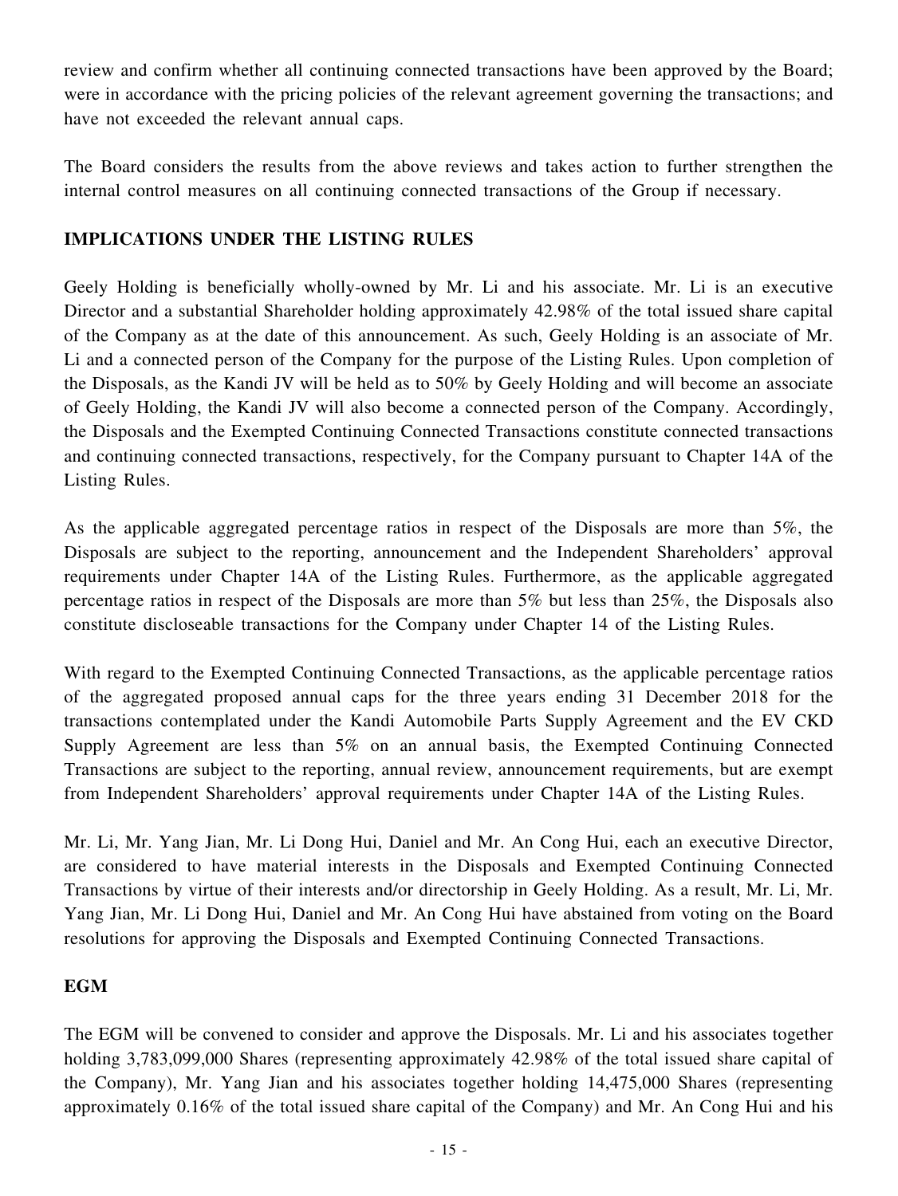review and confirm whether all continuing connected transactions have been approved by the Board; were in accordance with the pricing policies of the relevant agreement governing the transactions; and have not exceeded the relevant annual caps.

The Board considers the results from the above reviews and takes action to further strengthen the internal control measures on all continuing connected transactions of the Group if necessary.

## IMPLICATIONS UNDER THE LISTING RULES

Geely Holding is beneficially wholly-owned by Mr. Li and his associate. Mr. Li is an executive Director and a substantial Shareholder holding approximately 42.98% of the total issued share capital of the Company as at the date of this announcement. As such, Geely Holding is an associate of Mr. Li and a connected person of the Company for the purpose of the Listing Rules. Upon completion of the Disposals, as the Kandi JV will be held as to 50% by Geely Holding and will become an associate of Geely Holding, the Kandi JV will also become a connected person of the Company. Accordingly, the Disposals and the Exempted Continuing Connected Transactions constitute connected transactions and continuing connected transactions, respectively, for the Company pursuant to Chapter 14A of the Listing Rules.

As the applicable aggregated percentage ratios in respect of the Disposals are more than 5%, the Disposals are subject to the reporting, announcement and the Independent Shareholders' approval requirements under Chapter 14A of the Listing Rules. Furthermore, as the applicable aggregated percentage ratios in respect of the Disposals are more than 5% but less than 25%, the Disposals also constitute discloseable transactions for the Company under Chapter 14 of the Listing Rules.

With regard to the Exempted Continuing Connected Transactions, as the applicable percentage ratios of the aggregated proposed annual caps for the three years ending 31 December 2018 for the transactions contemplated under the Kandi Automobile Parts Supply Agreement and the EV CKD Supply Agreement are less than 5% on an annual basis, the Exempted Continuing Connected Transactions are subject to the reporting, annual review, announcement requirements, but are exempt from Independent Shareholders' approval requirements under Chapter 14A of the Listing Rules.

Mr. Li, Mr. Yang Jian, Mr. Li Dong Hui, Daniel and Mr. An Cong Hui, each an executive Director, are considered to have material interests in the Disposals and Exempted Continuing Connected Transactions by virtue of their interests and/or directorship in Geely Holding. As a result, Mr. Li, Mr. Yang Jian, Mr. Li Dong Hui, Daniel and Mr. An Cong Hui have abstained from voting on the Board resolutions for approving the Disposals and Exempted Continuing Connected Transactions.

## EGM

The EGM will be convened to consider and approve the Disposals. Mr. Li and his associates together holding 3,783,099,000 Shares (representing approximately 42.98% of the total issued share capital of the Company), Mr. Yang Jian and his associates together holding 14,475,000 Shares (representing approximately 0.16% of the total issued share capital of the Company) and Mr. An Cong Hui and his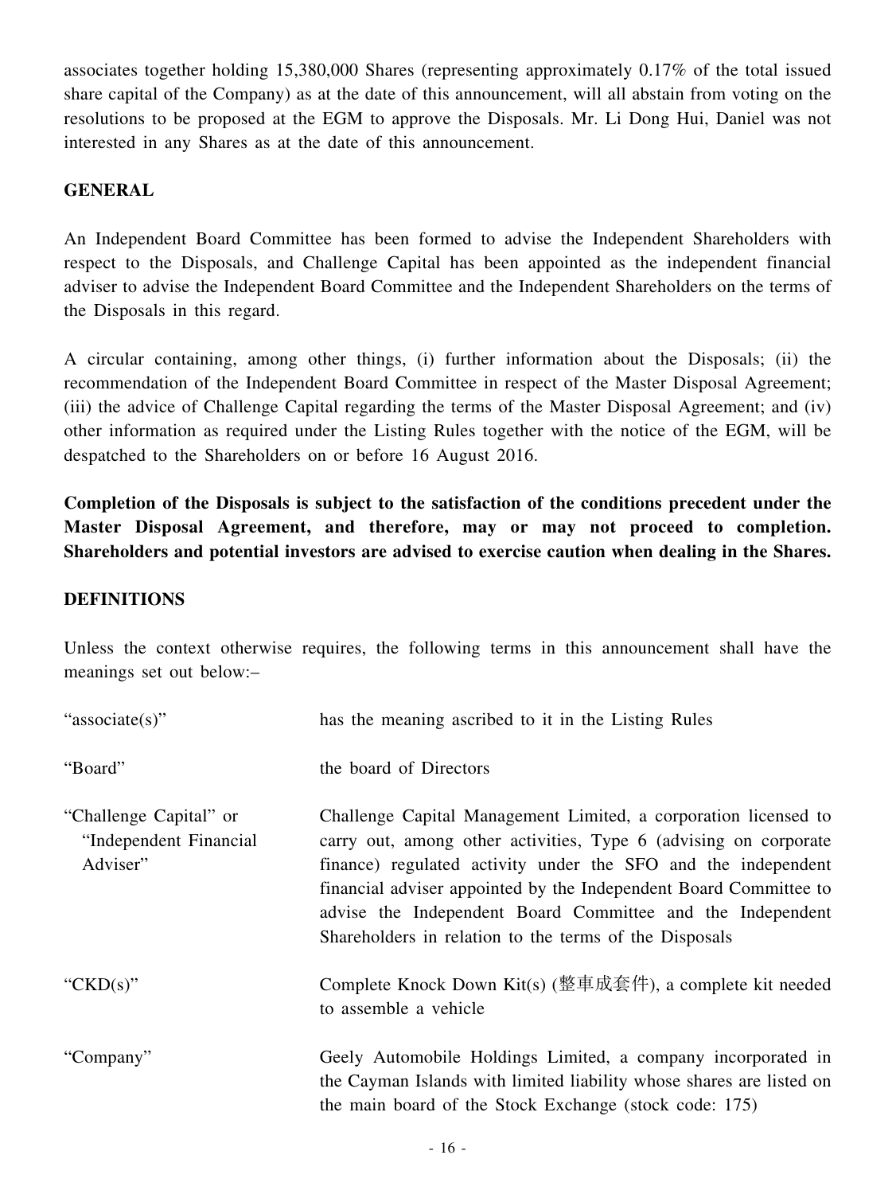associates together holding 15,380,000 Shares (representing approximately 0.17% of the total issued share capital of the Company) as at the date of this announcement, will all abstain from voting on the resolutions to be proposed at the EGM to approve the Disposals. Mr. Li Dong Hui, Daniel was not interested in any Shares as at the date of this announcement.

## GENERAL

An Independent Board Committee has been formed to advise the Independent Shareholders with respect to the Disposals, and Challenge Capital has been appointed as the independent financial adviser to advise the Independent Board Committee and the Independent Shareholders on the terms of the Disposals in this regard.

A circular containing, among other things, (i) further information about the Disposals; (ii) the recommendation of the Independent Board Committee in respect of the Master Disposal Agreement; (iii) the advice of Challenge Capital regarding the terms of the Master Disposal Agreement; and (iv) other information as required under the Listing Rules together with the notice of the EGM, will be despatched to the Shareholders on or before 16 August 2016.

**Completion of the Disposals is subject to the satisfaction of the conditions precedent under the Master Disposal Agreement, and therefore, may or may not proceed to completion. Shareholders and potential investors are advised to exercise caution when dealing in the Shares.**

## DEFINITIONS

Unless the context otherwise requires, the following terms in this announcement shall have the meanings set out below:–

| | |
|---|---|
| "associate(s)" | has the meaning ascribed to it in the Listing Rules |
| "Board" | the board of Directors |
| "Challenge Capital" or "Independent Financial Adviser" | Challenge Capital Management Limited, a corporation licensed to carry out, among other activities, Type 6 (advising on corporate finance) regulated activity under the SFO and the independent financial adviser appointed by the Independent Board Committee to advise the Independent Board Committee and the Independent Shareholders in relation to the terms of the Disposals |
| "CKD(s)" | Complete Knock Down Kit(s) (整車成套件), a complete kit needed to assemble a vehicle |
| "Company" | Geely Automobile Holdings Limited, a company incorporated in the Cayman Islands with limited liability whose shares are listed on the main board of the Stock Exchange (stock code: 175) |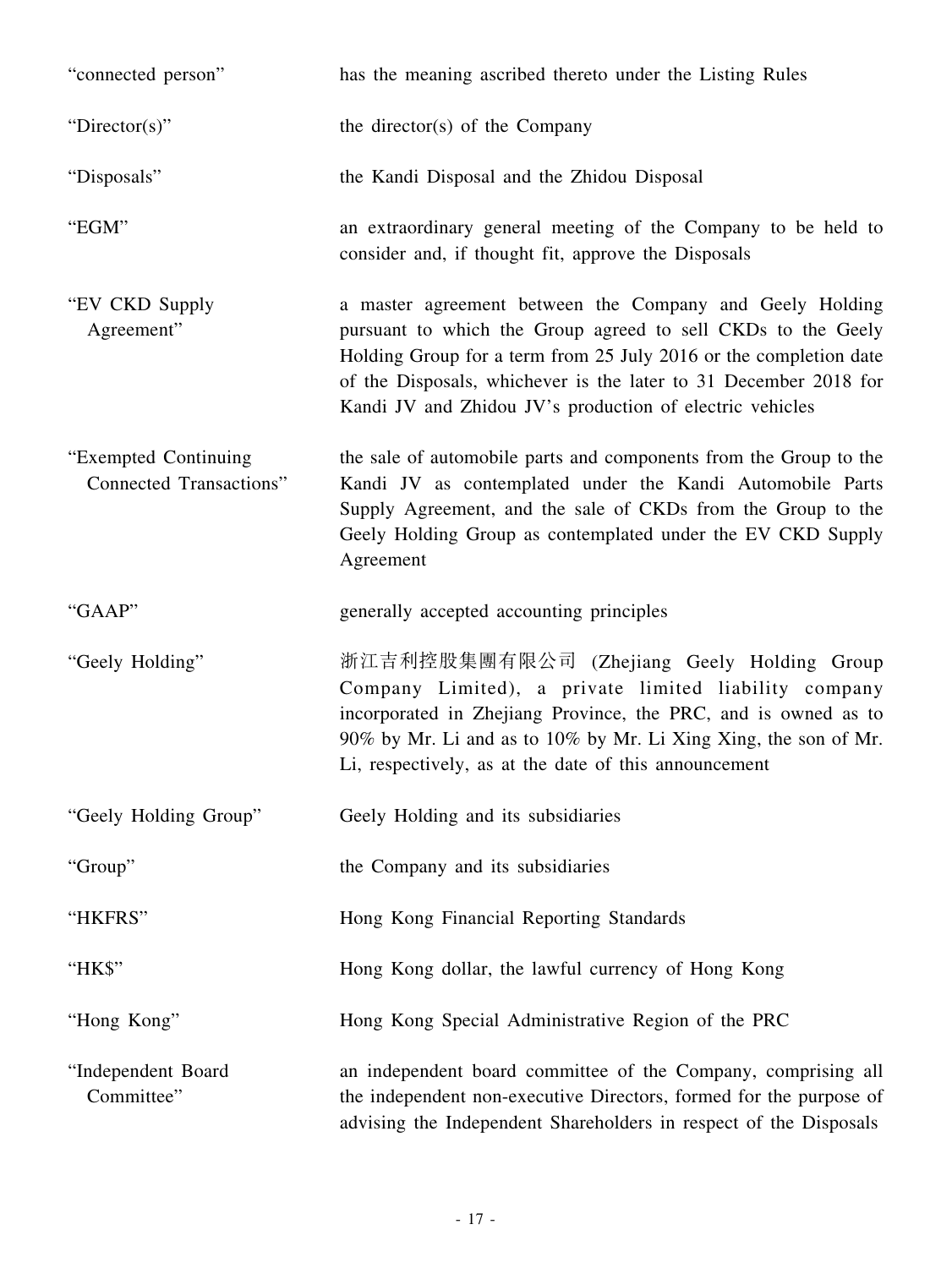| | |
|---|---|
| "connected person" | has the meaning ascribed thereto under the Listing Rules |
| "Director(s)" | the director(s) of the Company |
| "Disposals" | the Kandi Disposal and the Zhidou Disposal |
| "EGM" | an extraordinary general meeting of the Company to be held to consider and, if thought fit, approve the Disposals |
| "EV CKD Supply Agreement" | a master agreement between the Company and Geely Holding pursuant to which the Group agreed to sell CKDs to the Geely Holding Group for a term from 25 July 2016 or the completion date of the Disposals, whichever is the later to 31 December 2018 for Kandi JV and Zhidou JV's production of electric vehicles |
| "Exempted Continuing Connected Transactions" | the sale of automobile parts and components from the Group to the Kandi JV as contemplated under the Kandi Automobile Parts Supply Agreement, and the sale of CKDs from the Group to the Geely Holding Group as contemplated under the EV CKD Supply Agreement |
| "GAAP" | generally accepted accounting principles |
| "Geely Holding" | 浙江吉利控股集團有限公司 (Zhejiang Geely Holding Group Company Limited), a private limited liability company incorporated in Zhejiang Province, the PRC, and is owned as to 90% by Mr. Li and as to 10% by Mr. Li Xing Xing, the son of Mr. Li, respectively, as at the date of this announcement |
| "Geely Holding Group" | Geely Holding and its subsidiaries |
| "Group" | the Company and its subsidiaries |
| "HKFRS" | Hong Kong Financial Reporting Standards |
| "HK$" | Hong Kong dollar, the lawful currency of Hong Kong |
| "Hong Kong" | Hong Kong Special Administrative Region of the PRC |
| "Independent Board Committee" | an independent board committee of the Company, comprising all the independent non-executive Directors, formed for the purpose of advising the Independent Shareholders in respect of the Disposals |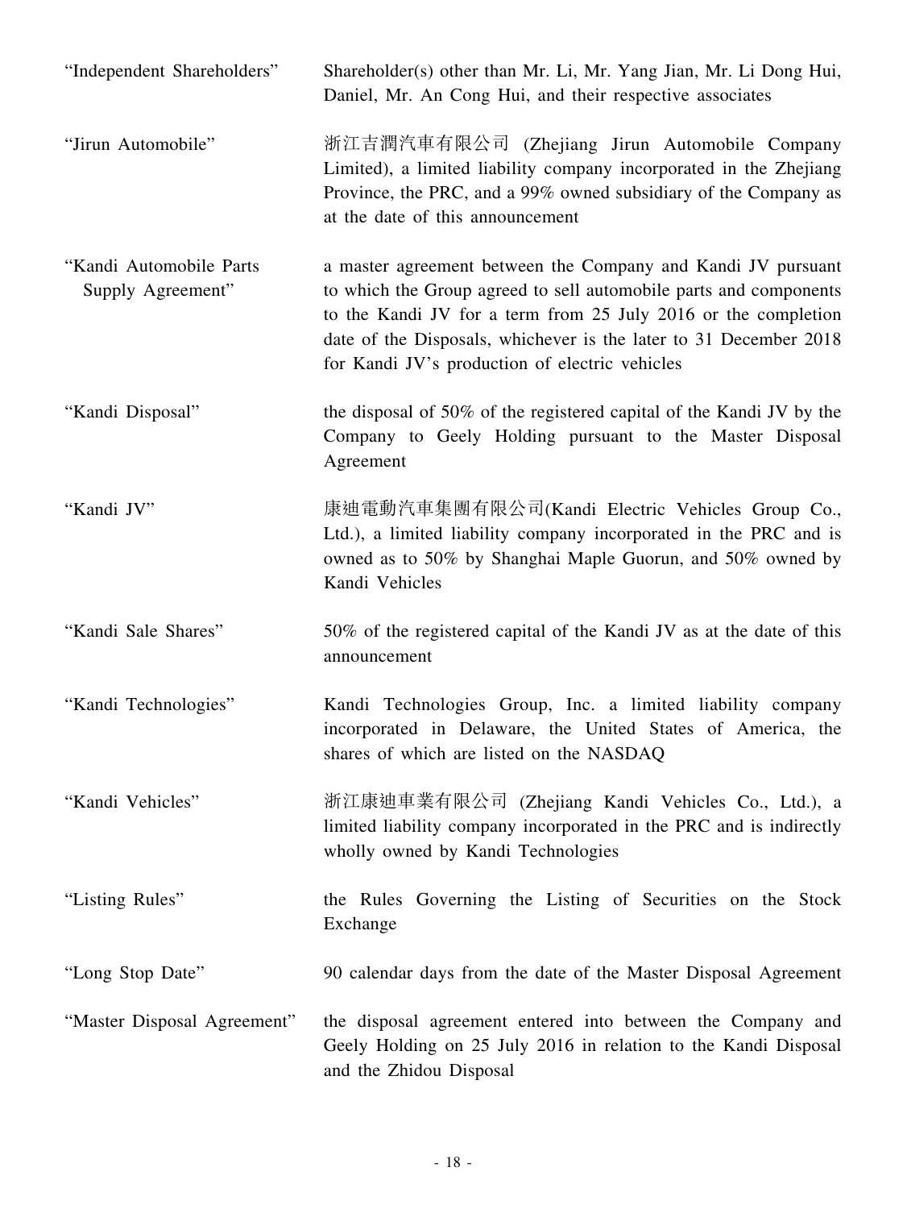| | |
|---|---|
| "Independent Shareholders" | Shareholder(s) other than Mr. Li, Mr. Yang Jian, Mr. Li Dong Hui, Daniel, Mr. An Cong Hui, and their respective associates |
| "Jirun Automobile" | 浙江吉潤汽車有限公司 (Zhejiang Jirun Automobile Company Limited), a limited liability company incorporated in the Zhejiang Province, the PRC, and a 99% owned subsidiary of the Company as at the date of this announcement |
| "Kandi Automobile Parts Supply Agreement" | a master agreement between the Company and Kandi JV pursuant to which the Group agreed to sell automobile parts and components to the Kandi JV for a term from 25 July 2016 or the completion date of the Disposals, whichever is the later to 31 December 2018 for Kandi JV's production of electric vehicles |
| "Kandi Disposal" | the disposal of 50% of the registered capital of the Kandi JV by the Company to Geely Holding pursuant to the Master Disposal Agreement |
| "Kandi JV" | 康迪電動汽車集團有限公司(Kandi Electric Vehicles Group Co., Ltd.), a limited liability company incorporated in the PRC and is owned as to 50% by Shanghai Maple Guorun, and 50% owned by Kandi Vehicles |
| "Kandi Sale Shares" | 50% of the registered capital of the Kandi JV as at the date of this announcement |
| "Kandi Technologies" | Kandi Technologies Group, Inc. a limited liability company incorporated in Delaware, the United States of America, the shares of which are listed on the NASDAQ |
| "Kandi Vehicles" | 浙江康迪車業有限公司 (Zhejiang Kandi Vehicles Co., Ltd.), a limited liability company incorporated in the PRC and is indirectly wholly owned by Kandi Technologies |
| "Listing Rules" | the Rules Governing the Listing of Securities on the Stock Exchange |
| "Long Stop Date" | 90 calendar days from the date of the Master Disposal Agreement |
| "Master Disposal Agreement" | the disposal agreement entered into between the Company and Geely Holding on 25 July 2016 in relation to the Kandi Disposal and the Zhidou Disposal |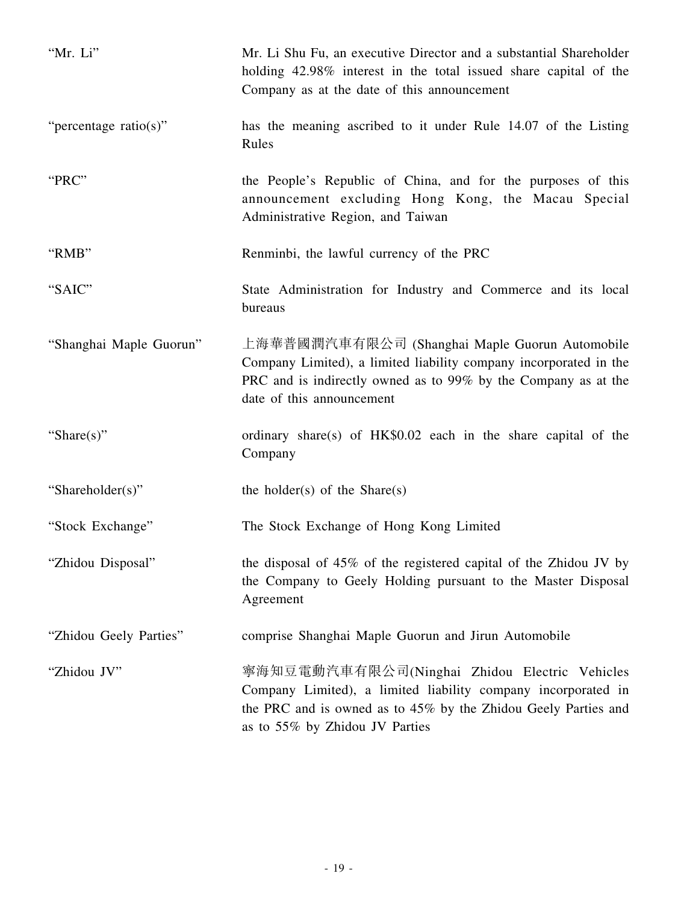| | |
|---|---|
| "Mr. Li" | Mr. Li Shu Fu, an executive Director and a substantial Shareholder holding 42.98% interest in the total issued share capital of the Company as at the date of this announcement |
| "percentage ratio(s)" | has the meaning ascribed to it under Rule 14.07 of the Listing Rules |
| "PRC" | the People's Republic of China, and for the purposes of this announcement excluding Hong Kong, the Macau Special Administrative Region, and Taiwan |
| "RMB" | Renminbi, the lawful currency of the PRC |
| "SAIC" | State Administration for Industry and Commerce and its local bureaus |
| "Shanghai Maple Guorun" | 上海華普國潤汽車有限公司 (Shanghai Maple Guorun Automobile Company Limited), a limited liability company incorporated in the PRC and is indirectly owned as to 99% by the Company as at the date of this announcement |
| "Share(s)" | ordinary share(s) of HK$0.02 each in the share capital of the Company |
| "Shareholder(s)" | the holder(s) of the Share(s) |
| "Stock Exchange" | The Stock Exchange of Hong Kong Limited |
| "Zhidou Disposal" | the disposal of 45% of the registered capital of the Zhidou JV by the Company to Geely Holding pursuant to the Master Disposal Agreement |
| "Zhidou Geely Parties" | comprise Shanghai Maple Guorun and Jirun Automobile |
| "Zhidou JV" | 寧海知豆電動汽車有限公司(Ninghai Zhidou Electric Vehicles Company Limited), a limited liability company incorporated in the PRC and is owned as to 45% by the Zhidou Geely Parties and as to 55% by Zhidou JV Parties |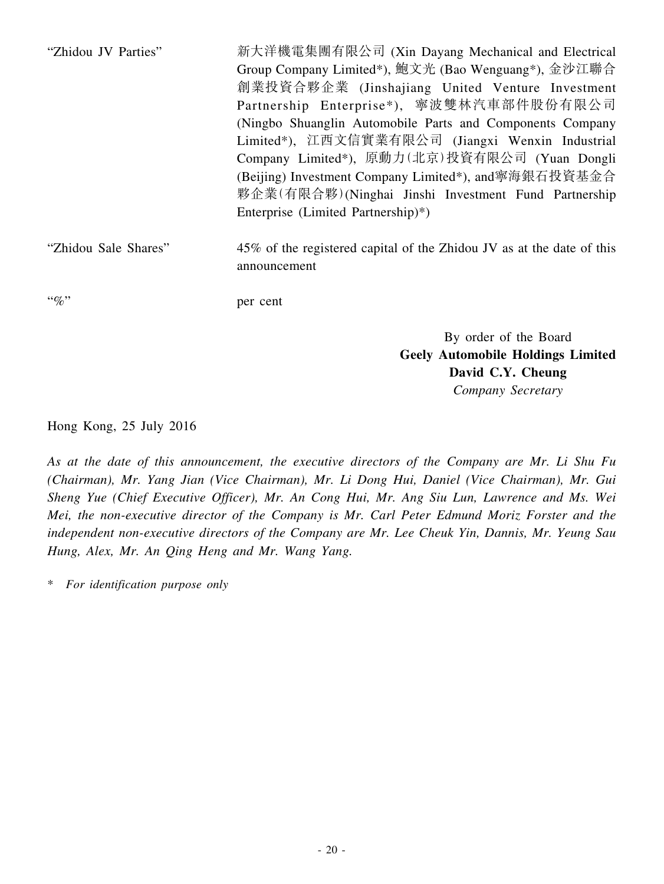| | |
|---|---|
| "Zhidou JV Parties" | 新大洋機電集團有限公司 (Xin Dayang Mechanical and Electrical Group Company Limited*), 鮑文光 (Bao Wenguang*), 金沙江聯合創業投資合夥企業 (Jinshajiang United Venture Investment Partnership Enterprise*), 寧波雙林汽車部件股份有限公司 (Ningbo Shuanglin Automobile Parts and Components Company Limited*), 江西文信實業有限公司 (Jiangxi Wenxin Industrial Company Limited*), 原動力(北京)投資有限公司 (Yuan Dongli (Beijing) Investment Company Limited*), and寧海銀石投資基金合夥企業(有限合夥)(Ninghai Jinshi Investment Fund Partnership Enterprise (Limited Partnership)*) |
| "Zhidou Sale Shares" | 45% of the registered capital of the Zhidou JV as at the date of this announcement |
| "%" | per cent |

By order of the Board
**Geely Automobile Holdings Limited**
**David C.Y. Cheung**
*Company Secretary*

Hong Kong, 25 July 2016

*As at the date of this announcement, the executive directors of the Company are Mr. Li Shu Fu (Chairman), Mr. Yang Jian (Vice Chairman), Mr. Li Dong Hui, Daniel (Vice Chairman), Mr. Gui Sheng Yue (Chief Executive Officer), Mr. An Cong Hui, Mr. Ang Siu Lun, Lawrence and Ms. Wei Mei, the non-executive director of the Company is Mr. Carl Peter Edmund Moriz Forster and the independent non-executive directors of the Company are Mr. Lee Cheuk Yin, Dannis, Mr. Yeung Sau Hung, Alex, Mr. An Qing Heng and Mr. Wang Yang.*

\* *For identification purpose only*